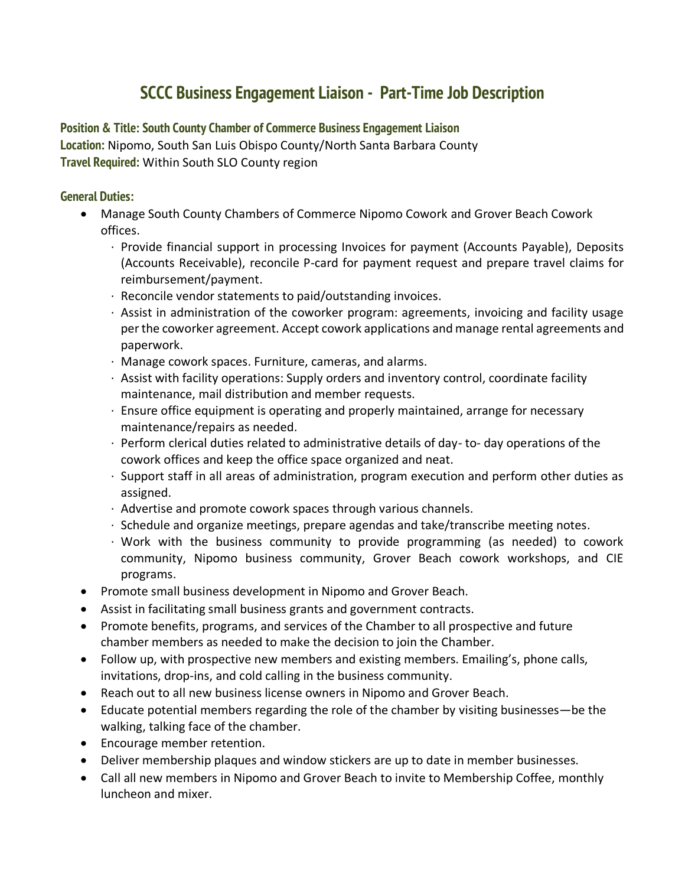# SCCC Business Engagement Liaison - Part-Time Job Description

**Position & Title: South County Chamber of Commerce Business Engagement Liaison**
**Location:** Nipomo, South San Luis Obispo County/North Santa Barbara County
**Travel Required:** Within South SLO County region

**General Duties:**

- Manage South County Chambers of Commerce Nipomo Cowork and Grover Beach Cowork offices.
  - Provide financial support in processing Invoices for payment (Accounts Payable), Deposits (Accounts Receivable), reconcile P-card for payment request and prepare travel claims for reimbursement/payment.
  - Reconcile vendor statements to paid/outstanding invoices.
  - Assist in administration of the coworker program: agreements, invoicing and facility usage per the coworker agreement. Accept cowork applications and manage rental agreements and paperwork.
  - Manage cowork spaces. Furniture, cameras, and alarms.
  - Assist with facility operations: Supply orders and inventory control, coordinate facility maintenance, mail distribution and member requests.
  - Ensure office equipment is operating and properly maintained, arrange for necessary maintenance/repairs as needed.
  - Perform clerical duties related to administrative details of day- to- day operations of the cowork offices and keep the office space organized and neat.
  - Support staff in all areas of administration, program execution and perform other duties as assigned.
  - Advertise and promote cowork spaces through various channels.
  - Schedule and organize meetings, prepare agendas and take/transcribe meeting notes.
  - Work with the business community to provide programming (as needed) to cowork community, Nipomo business community, Grover Beach cowork workshops, and CIE programs.
- Promote small business development in Nipomo and Grover Beach.
- Assist in facilitating small business grants and government contracts.
- Promote benefits, programs, and services of the Chamber to all prospective and future chamber members as needed to make the decision to join the Chamber.
- Follow up, with prospective new members and existing members. Emailing's, phone calls, invitations, drop-ins, and cold calling in the business community.
- Reach out to all new business license owners in Nipomo and Grover Beach.
- Educate potential members regarding the role of the chamber by visiting businesses—be the walking, talking face of the chamber.
- Encourage member retention.
- Deliver membership plaques and window stickers are up to date in member businesses.
- Call all new members in Nipomo and Grover Beach to invite to Membership Coffee, monthly luncheon and mixer.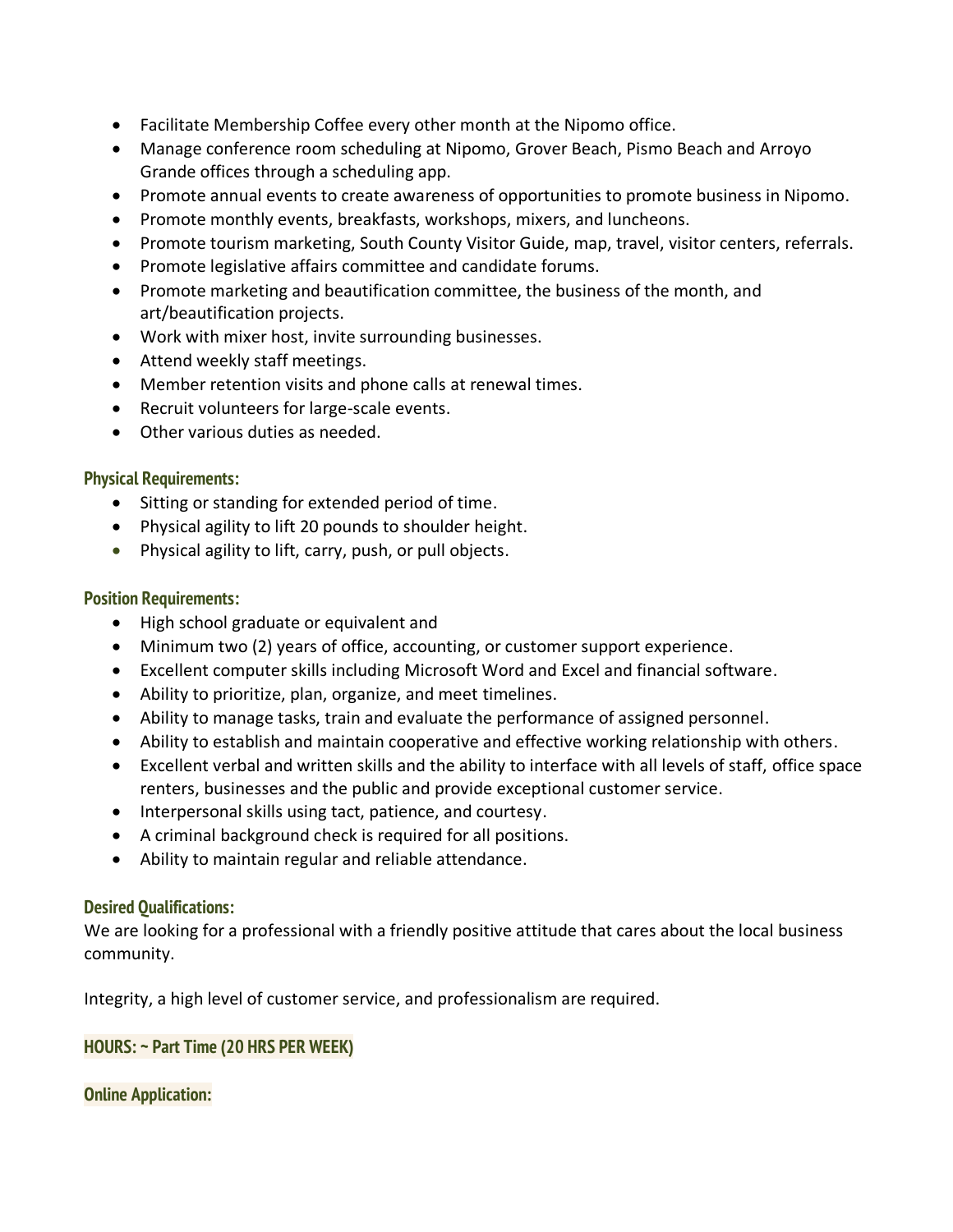- Facilitate Membership Coffee every other month at the Nipomo office.
- Manage conference room scheduling at Nipomo, Grover Beach, Pismo Beach and Arroyo Grande offices through a scheduling app.
- Promote annual events to create awareness of opportunities to promote business in Nipomo.
- Promote monthly events, breakfasts, workshops, mixers, and luncheons.
- Promote tourism marketing, South County Visitor Guide, map, travel, visitor centers, referrals.
- Promote legislative affairs committee and candidate forums.
- Promote marketing and beautification committee, the business of the month, and art/beautification projects.
- Work with mixer host, invite surrounding businesses.
- Attend weekly staff meetings.
- Member retention visits and phone calls at renewal times.
- Recruit volunteers for large-scale events.
- Other various duties as needed.

**Physical Requirements:**

- Sitting or standing for extended period of time.
- Physical agility to lift 20 pounds to shoulder height.
- Physical agility to lift, carry, push, or pull objects.

**Position Requirements:**

- High school graduate or equivalent and
- Minimum two (2) years of office, accounting, or customer support experience.
- Excellent computer skills including Microsoft Word and Excel and financial software.
- Ability to prioritize, plan, organize, and meet timelines.
- Ability to manage tasks, train and evaluate the performance of assigned personnel.
- Ability to establish and maintain cooperative and effective working relationship with others.
- Excellent verbal and written skills and the ability to interface with all levels of staff, office space renters, businesses and the public and provide exceptional customer service.
- Interpersonal skills using tact, patience, and courtesy.
- A criminal background check is required for all positions.
- Ability to maintain regular and reliable attendance.

**Desired Qualifications:**

We are looking for a professional with a friendly positive attitude that cares about the local business community.

Integrity, a high level of customer service, and professionalism are required.

**HOURS: ~ Part Time (20 HRS PER WEEK)**

**Online Application:**